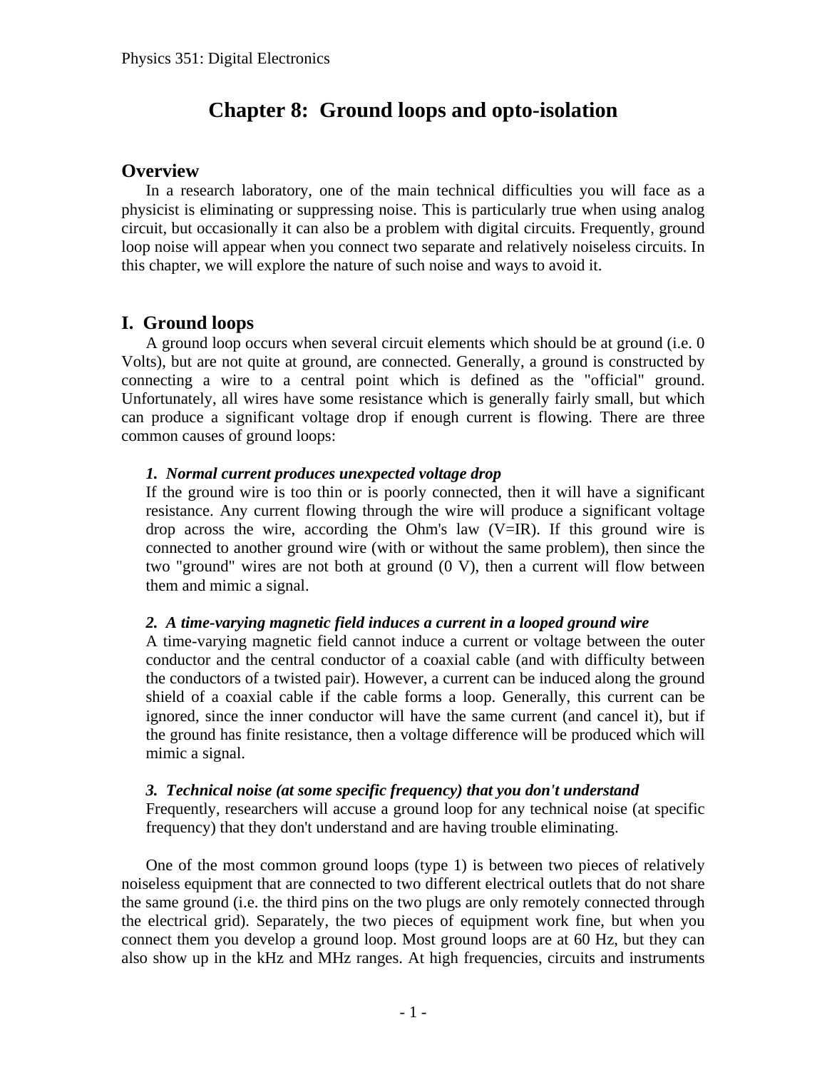# Chapter 8: Ground loops and opto-isolation

## Overview

In a research laboratory, one of the main technical difficulties you will face as a physicist is eliminating or suppressing noise. This is particularly true when using analog circuit, but occasionally it can also be a problem with digital circuits. Frequently, ground loop noise will appear when you connect two separate and relatively noiseless circuits. In this chapter, we will explore the nature of such noise and ways to avoid it.

## I. Ground loops

A ground loop occurs when several circuit elements which should be at ground (i.e. 0 Volts), but are not quite at ground, are connected. Generally, a ground is constructed by connecting a wire to a central point which is defined as the "official" ground. Unfortunately, all wires have some resistance which is generally fairly small, but which can produce a significant voltage drop if enough current is flowing. There are three common causes of ground loops:

***1. Normal current produces unexpected voltage drop***

If the ground wire is too thin or is poorly connected, then it will have a significant resistance. Any current flowing through the wire will produce a significant voltage drop across the wire, according the Ohm's law ($V=IR$). If this ground wire is connected to another ground wire (with or without the same problem), then since the two "ground" wires are not both at ground (0 V), then a current will flow between them and mimic a signal.

***2. A time-varying magnetic field induces a current in a looped ground wire***

A time-varying magnetic field cannot induce a current or voltage between the outer conductor and the central conductor of a coaxial cable (and with difficulty between the conductors of a twisted pair). However, a current can be induced along the ground shield of a coaxial cable if the cable forms a loop. Generally, this current can be ignored, since the inner conductor will have the same current (and cancel it), but if the ground has finite resistance, then a voltage difference will be produced which will mimic a signal.

***3. Technical noise (at some specific frequency) that you don't understand***

Frequently, researchers will accuse a ground loop for any technical noise (at specific frequency) that they don't understand and are having trouble eliminating.

One of the most common ground loops (type 1) is between two pieces of relatively noiseless equipment that are connected to two different electrical outlets that do not share the same ground (i.e. the third pins on the two plugs are only remotely connected through the electrical grid). Separately, the two pieces of equipment work fine, but when you connect them you develop a ground loop. Most ground loops are at 60 Hz, but they can also show up in the kHz and MHz ranges. At high frequencies, circuits and instruments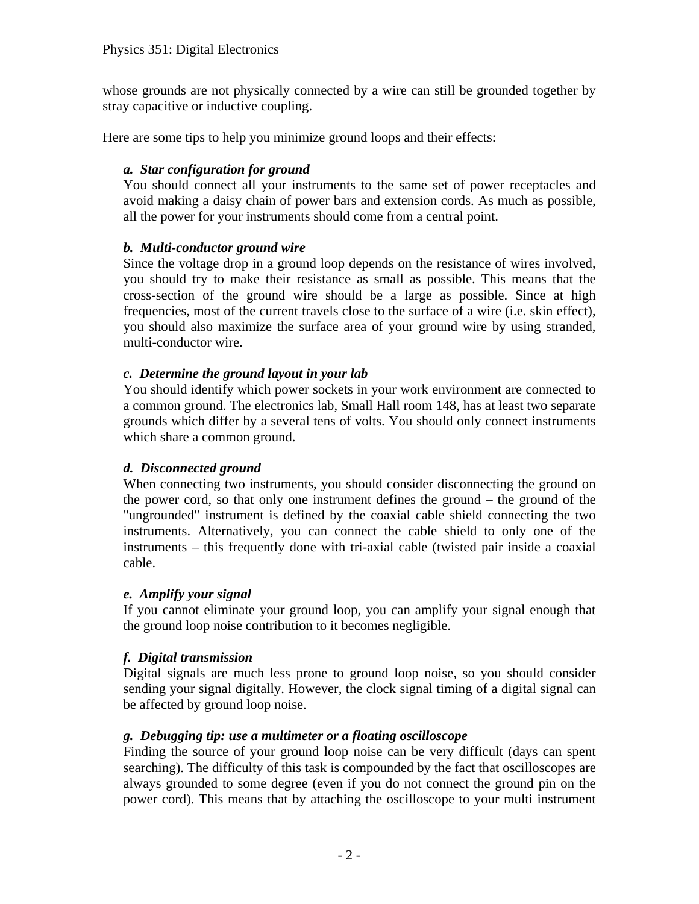whose grounds are not physically connected by a wire can still be grounded together by stray capacitive or inductive coupling.

Here are some tips to help you minimize ground loops and their effects:

***a. Star configuration for ground***

You should connect all your instruments to the same set of power receptacles and avoid making a daisy chain of power bars and extension cords. As much as possible, all the power for your instruments should come from a central point.

***b. Multi-conductor ground wire***

Since the voltage drop in a ground loop depends on the resistance of wires involved, you should try to make their resistance as small as possible. This means that the cross-section of the ground wire should be a large as possible. Since at high frequencies, most of the current travels close to the surface of a wire (i.e. skin effect), you should also maximize the surface area of your ground wire by using stranded, multi-conductor wire.

***c. Determine the ground layout in your lab***

You should identify which power sockets in your work environment are connected to a common ground. The electronics lab, Small Hall room 148, has at least two separate grounds which differ by a several tens of volts. You should only connect instruments which share a common ground.

***d. Disconnected ground***

When connecting two instruments, you should consider disconnecting the ground on the power cord, so that only one instrument defines the ground – the ground of the "ungrounded" instrument is defined by the coaxial cable shield connecting the two instruments. Alternatively, you can connect the cable shield to only one of the instruments – this frequently done with tri-axial cable (twisted pair inside a coaxial cable.

***e. Amplify your signal***

If you cannot eliminate your ground loop, you can amplify your signal enough that the ground loop noise contribution to it becomes negligible.

***f. Digital transmission***

Digital signals are much less prone to ground loop noise, so you should consider sending your signal digitally. However, the clock signal timing of a digital signal can be affected by ground loop noise.

***g. Debugging tip: use a multimeter or a floating oscilloscope***

Finding the source of your ground loop noise can be very difficult (days can spent searching). The difficulty of this task is compounded by the fact that oscilloscopes are always grounded to some degree (even if you do not connect the ground pin on the power cord). This means that by attaching the oscilloscope to your multi instrument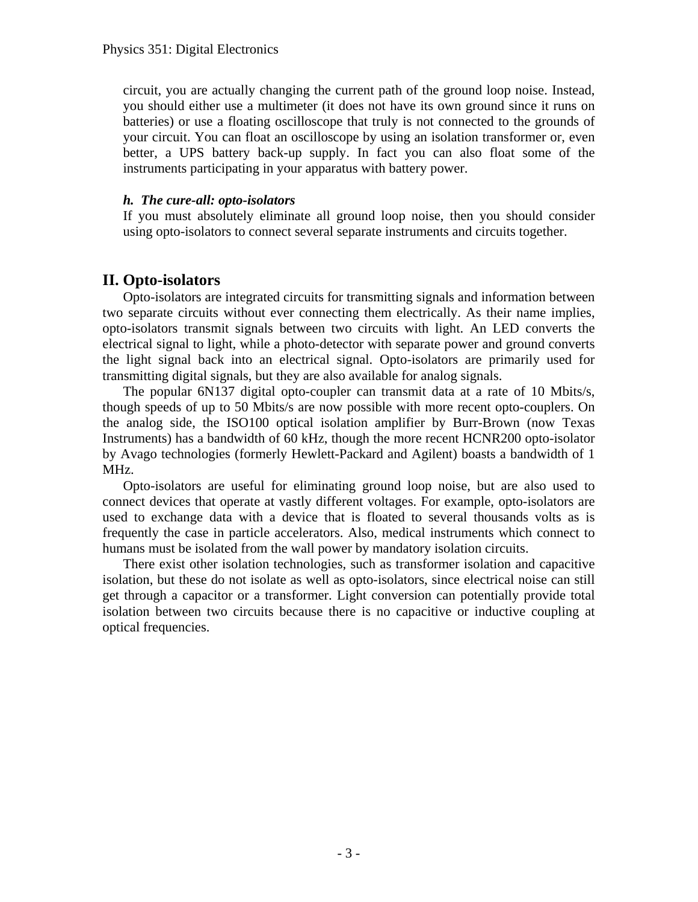circuit, you are actually changing the current path of the ground loop noise. Instead, you should either use a multimeter (it does not have its own ground since it runs on batteries) or use a floating oscilloscope that truly is not connected to the grounds of your circuit. You can float an oscilloscope by using an isolation transformer or, even better, a UPS battery back-up supply. In fact you can also float some of the instruments participating in your apparatus with battery power.

***h. The cure-all: opto-isolators***

If you must absolutely eliminate all ground loop noise, then you should consider using opto-isolators to connect several separate instruments and circuits together.

## II. Opto-isolators

Opto-isolators are integrated circuits for transmitting signals and information between two separate circuits without ever connecting them electrically. As their name implies, opto-isolators transmit signals between two circuits with light. An LED converts the electrical signal to light, while a photo-detector with separate power and ground converts the light signal back into an electrical signal. Opto-isolators are primarily used for transmitting digital signals, but they are also available for analog signals.

The popular 6N137 digital opto-coupler can transmit data at a rate of 10 Mbits/s, though speeds of up to 50 Mbits/s are now possible with more recent opto-couplers. On the analog side, the ISO100 optical isolation amplifier by Burr-Brown (now Texas Instruments) has a bandwidth of 60 kHz, though the more recent HCNR200 opto-isolator by Avago technologies (formerly Hewlett-Packard and Agilent) boasts a bandwidth of 1 MHz.

Opto-isolators are useful for eliminating ground loop noise, but are also used to connect devices that operate at vastly different voltages. For example, opto-isolators are used to exchange data with a device that is floated to several thousands volts as is frequently the case in particle accelerators. Also, medical instruments which connect to humans must be isolated from the wall power by mandatory isolation circuits.

There exist other isolation technologies, such as transformer isolation and capacitive isolation, but these do not isolate as well as opto-isolators, since electrical noise can still get through a capacitor or a transformer. Light conversion can potentially provide total isolation between two circuits because there is no capacitive or inductive coupling at optical frequencies.